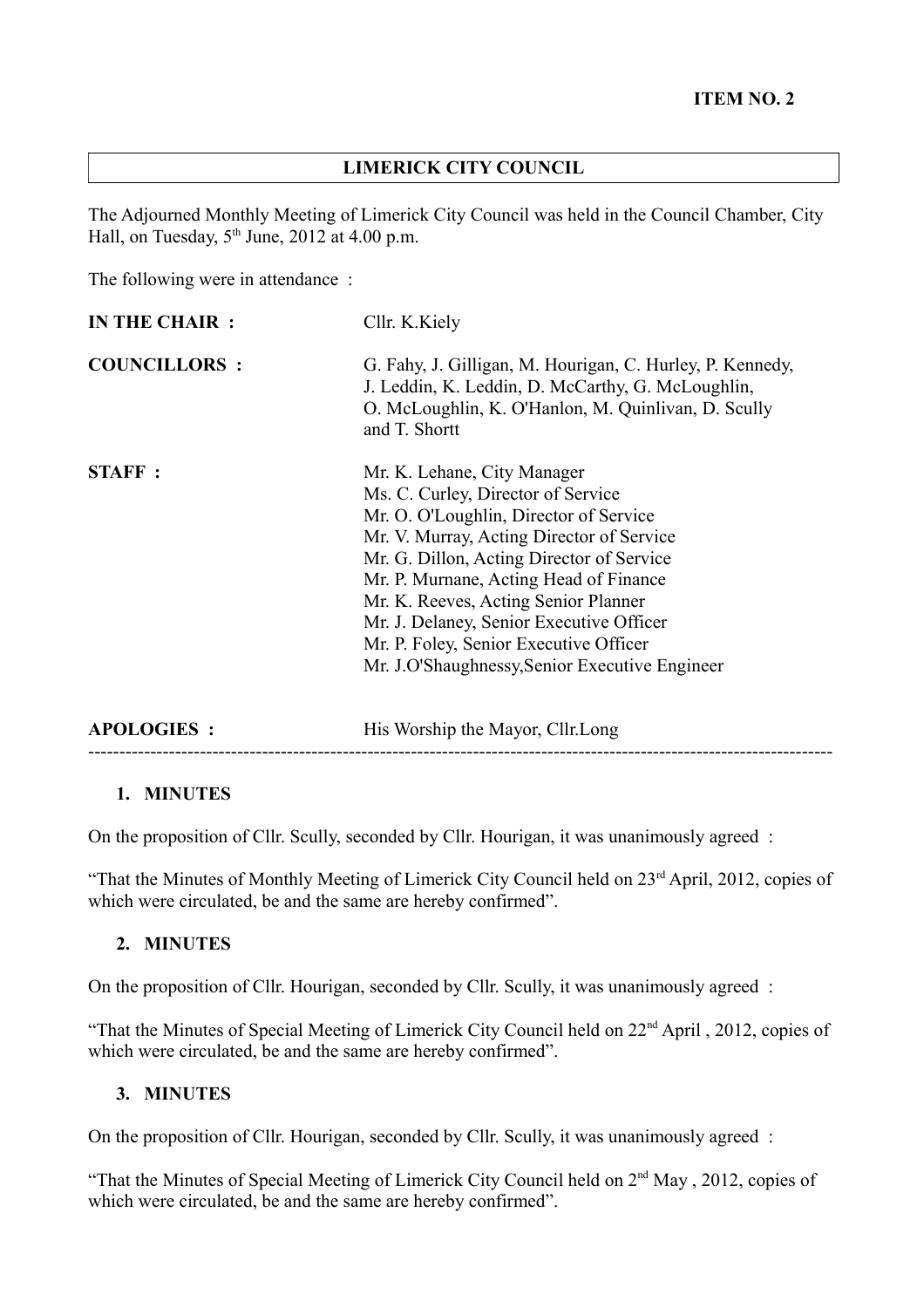**ITEM NO. 2**

## LIMERICK CITY COUNCIL

The Adjourned Monthly Meeting of Limerick City Council was held in the Council Chamber, City Hall, on Tuesday, 5th June, 2012 at 4.00 p.m.

The following were in attendance :

**IN THE CHAIR :** Cllr. K.Kiely

**COUNCILLORS :** G. Fahy, J. Gilligan, M. Hourigan, C. Hurley, P. Kennedy, J. Leddin, K. Leddin, D. McCarthy, G. McLoughlin, O. McLoughlin, K. O'Hanlon, M. Quinlivan, D. Scully and T. Shortt

**STAFF :**
Mr. K. Lehane, City Manager
Ms. C. Curley, Director of Service
Mr. O. O'Loughlin, Director of Service
Mr. V. Murray, Acting Director of Service
Mr. G. Dillon, Acting Director of Service
Mr. P. Murnane, Acting Head of Finance
Mr. K. Reeves, Acting Senior Planner
Mr. J. Delaney, Senior Executive Officer
Mr. P. Foley, Senior Executive Officer
Mr. J.O'Shaughnessy,Senior Executive Engineer

**APOLOGIES :** His Worship the Mayor, Cllr.Long

---

### 1. MINUTES

On the proposition of Cllr. Scully, seconded by Cllr. Hourigan, it was unanimously agreed :

"That the Minutes of Monthly Meeting of Limerick City Council held on 23rd April, 2012, copies of which were circulated, be and the same are hereby confirmed".

### 2. MINUTES

On the proposition of Cllr. Hourigan, seconded by Cllr. Scully, it was unanimously agreed :

"That the Minutes of Special Meeting of Limerick City Council held on 22nd April , 2012, copies of which were circulated, be and the same are hereby confirmed".

### 3. MINUTES

On the proposition of Cllr. Hourigan, seconded by Cllr. Scully, it was unanimously agreed :

"That the Minutes of Special Meeting of Limerick City Council held on 2nd May , 2012, copies of which were circulated, be and the same are hereby confirmed".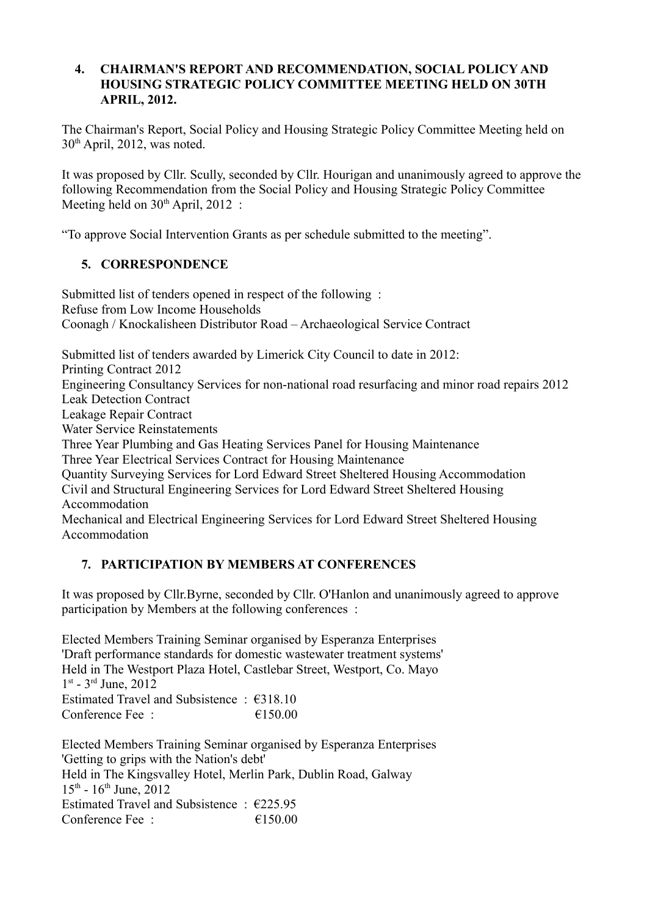## 4. CHAIRMAN'S REPORT AND RECOMMENDATION, SOCIAL POLICY AND HOUSING STRATEGIC POLICY COMMITTEE MEETING HELD ON 30TH APRIL, 2012.

The Chairman's Report, Social Policy and Housing Strategic Policy Committee Meeting held on 30th April, 2012, was noted.

It was proposed by Cllr. Scully, seconded by Cllr. Hourigan and unanimously agreed to approve the following Recommendation from the Social Policy and Housing Strategic Policy Committee Meeting held on 30th April, 2012 :

"To approve Social Intervention Grants as per schedule submitted to the meeting".

## 5. CORRESPONDENCE

Submitted list of tenders opened in respect of the following :
Refuse from Low Income Households
Coonagh / Knockalisheen Distributor Road – Archaeological Service Contract

Submitted list of tenders awarded by Limerick City Council to date in 2012:
Printing Contract 2012
Engineering Consultancy Services for non-national road resurfacing and minor road repairs 2012
Leak Detection Contract
Leakage Repair Contract
Water Service Reinstatements
Three Year Plumbing and Gas Heating Services Panel for Housing Maintenance
Three Year Electrical Services Contract for Housing Maintenance
Quantity Surveying Services for Lord Edward Street Sheltered Housing Accommodation
Civil and Structural Engineering Services for Lord Edward Street Sheltered Housing Accommodation
Mechanical and Electrical Engineering Services for Lord Edward Street Sheltered Housing Accommodation

## 7. PARTICIPATION BY MEMBERS AT CONFERENCES

It was proposed by Cllr.Byrne, seconded by Cllr. O'Hanlon and unanimously agreed to approve participation by Members at the following conferences :

Elected Members Training Seminar organised by Esperanza Enterprises
'Draft performance standards for domestic wastewater treatment systems'
Held in The Westport Plaza Hotel, Castlebar Street, Westport, Co. Mayo
1st - 3rd June, 2012
Estimated Travel and Subsistence : €318.10
Conference Fee : €150.00

Elected Members Training Seminar organised by Esperanza Enterprises
'Getting to grips with the Nation's debt'
Held in The Kingsvalley Hotel, Merlin Park, Dublin Road, Galway
15th - 16th June, 2012
Estimated Travel and Subsistence : €225.95
Conference Fee : €150.00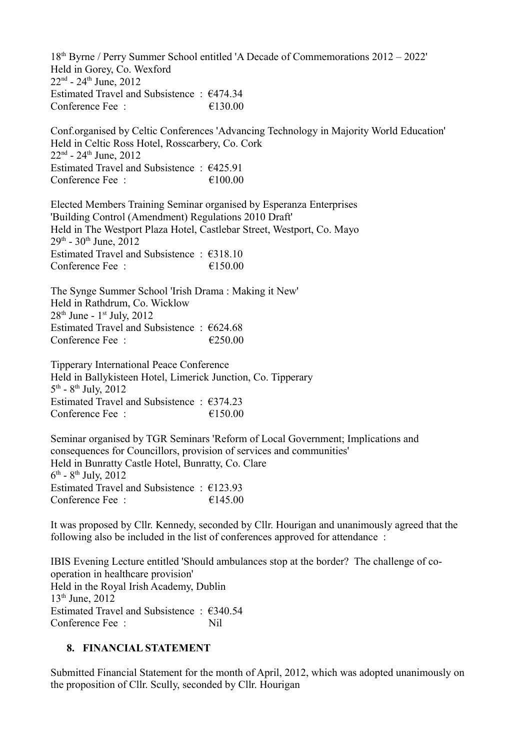18th Byrne / Perry Summer School entitled 'A Decade of Commemorations 2012 – 2022'
Held in Gorey, Co. Wexford
22nd - 24th June, 2012
Estimated Travel and Subsistence : €474.34
Conference Fee : €130.00

Conf.organised by Celtic Conferences 'Advancing Technology in Majority World Education'
Held in Celtic Ross Hotel, Rosscarbery, Co. Cork
22nd - 24th June, 2012
Estimated Travel and Subsistence : €425.91
Conference Fee : €100.00

Elected Members Training Seminar organised by Esperanza Enterprises
'Building Control (Amendment) Regulations 2010 Draft'
Held in The Westport Plaza Hotel, Castlebar Street, Westport, Co. Mayo
29th - 30th June, 2012
Estimated Travel and Subsistence : €318.10
Conference Fee : €150.00

The Synge Summer School 'Irish Drama : Making it New'
Held in Rathdrum, Co. Wicklow
28th June - 1st July, 2012
Estimated Travel and Subsistence : €624.68
Conference Fee : €250.00

Tipperary International Peace Conference
Held in Ballykisteen Hotel, Limerick Junction, Co. Tipperary
5th - 8th July, 2012
Estimated Travel and Subsistence : €374.23
Conference Fee : €150.00

Seminar organised by TGR Seminars 'Reform of Local Government; Implications and consequences for Councillors, provision of services and communities'
Held in Bunratty Castle Hotel, Bunratty, Co. Clare
6th - 8th July, 2012
Estimated Travel and Subsistence : €123.93
Conference Fee : €145.00

It was proposed by Cllr. Kennedy, seconded by Cllr. Hourigan and unanimously agreed that the following also be included in the list of conferences approved for attendance :

IBIS Evening Lecture entitled 'Should ambulances stop at the border? The challenge of co-operation in healthcare provision'
Held in the Royal Irish Academy, Dublin
13th June, 2012
Estimated Travel and Subsistence : €340.54
Conference Fee : Nil

## 8. FINANCIAL STATEMENT

Submitted Financial Statement for the month of April, 2012, which was adopted unanimously on the proposition of Cllr. Scully, seconded by Cllr. Hourigan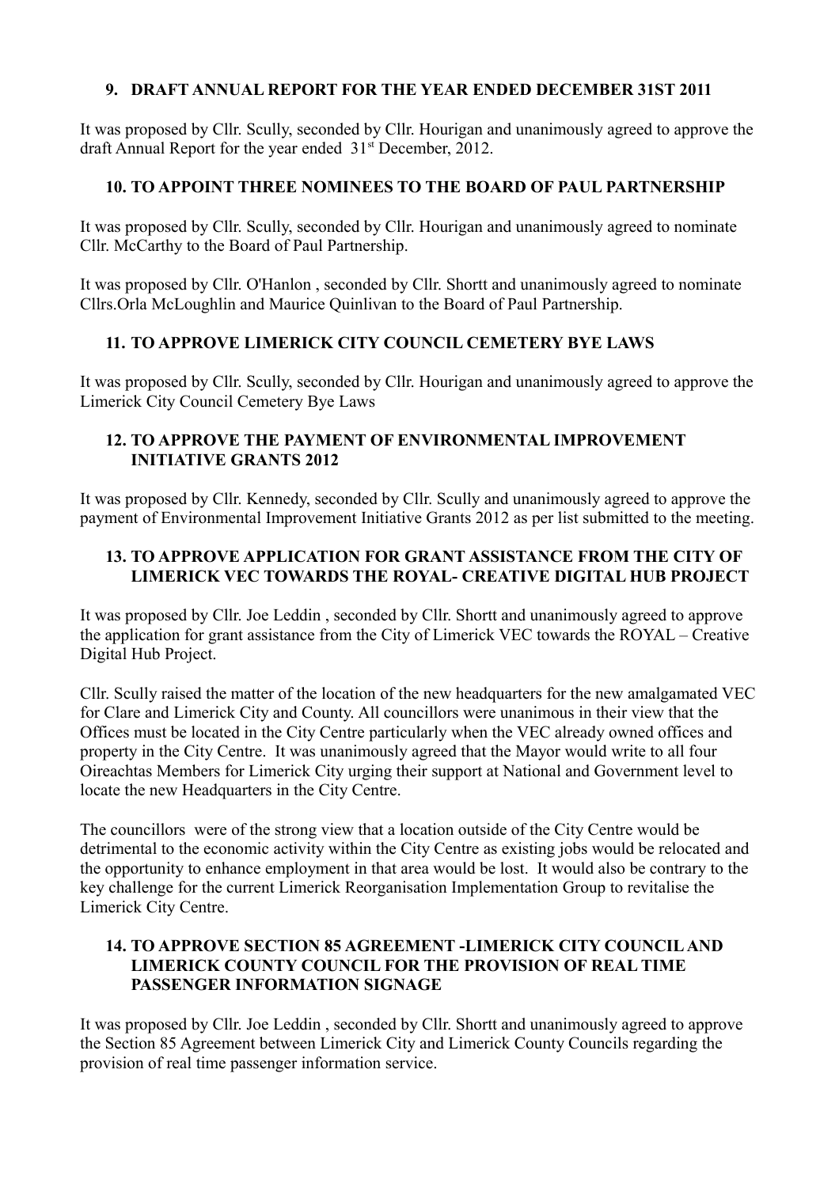## 9. DRAFT ANNUAL REPORT FOR THE YEAR ENDED DECEMBER 31ST 2011

It was proposed by Cllr. Scully, seconded by Cllr. Hourigan and unanimously agreed to approve the draft Annual Report for the year ended 31st December, 2012.

## 10. TO APPOINT THREE NOMINEES TO THE BOARD OF PAUL PARTNERSHIP

It was proposed by Cllr. Scully, seconded by Cllr. Hourigan and unanimously agreed to nominate Cllr. McCarthy to the Board of Paul Partnership.

It was proposed by Cllr. O'Hanlon , seconded by Cllr. Shortt and unanimously agreed to nominate Cllrs.Orla McLoughlin and Maurice Quinlivan to the Board of Paul Partnership.

## 11. TO APPROVE LIMERICK CITY COUNCIL CEMETERY BYE LAWS

It was proposed by Cllr. Scully, seconded by Cllr. Hourigan and unanimously agreed to approve the Limerick City Council Cemetery Bye Laws

## 12. TO APPROVE THE PAYMENT OF ENVIRONMENTAL IMPROVEMENT INITIATIVE GRANTS 2012

It was proposed by Cllr. Kennedy, seconded by Cllr. Scully and unanimously agreed to approve the payment of Environmental Improvement Initiative Grants 2012 as per list submitted to the meeting.

## 13. TO APPROVE APPLICATION FOR GRANT ASSISTANCE FROM THE CITY OF LIMERICK VEC TOWARDS THE ROYAL- CREATIVE DIGITAL HUB PROJECT

It was proposed by Cllr. Joe Leddin , seconded by Cllr. Shortt and unanimously agreed to approve the application for grant assistance from the City of Limerick VEC towards the ROYAL – Creative Digital Hub Project.

Cllr. Scully raised the matter of the location of the new headquarters for the new amalgamated VEC for Clare and Limerick City and County. All councillors were unanimous in their view that the Offices must be located in the City Centre particularly when the VEC already owned offices and property in the City Centre. It was unanimously agreed that the Mayor would write to all four Oireachtas Members for Limerick City urging their support at National and Government level to locate the new Headquarters in the City Centre.

The councillors were of the strong view that a location outside of the City Centre would be detrimental to the economic activity within the City Centre as existing jobs would be relocated and the opportunity to enhance employment in that area would be lost. It would also be contrary to the key challenge for the current Limerick Reorganisation Implementation Group to revitalise the Limerick City Centre.

## 14. TO APPROVE SECTION 85 AGREEMENT -LIMERICK CITY COUNCIL AND LIMERICK COUNTY COUNCIL FOR THE PROVISION OF REAL TIME PASSENGER INFORMATION SIGNAGE

It was proposed by Cllr. Joe Leddin , seconded by Cllr. Shortt and unanimously agreed to approve the Section 85 Agreement between Limerick City and Limerick County Councils regarding the provision of real time passenger information service.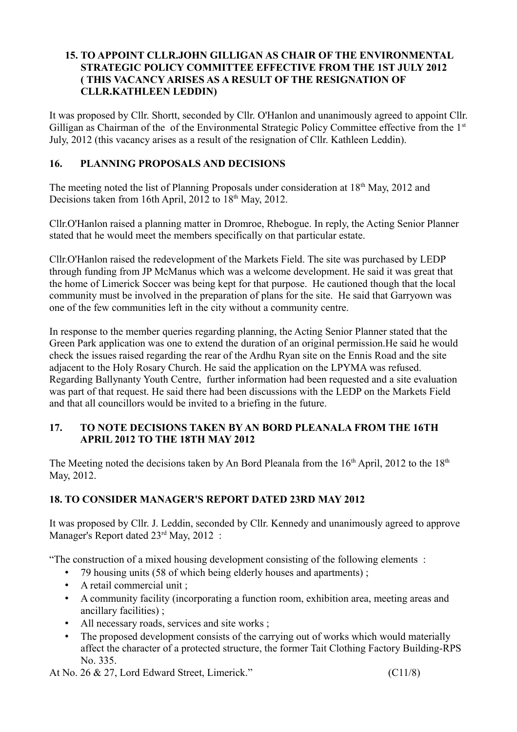## 15. TO APPOINT CLLR.JOHN GILLIGAN AS CHAIR OF THE ENVIRONMENTAL STRATEGIC POLICY COMMITTEE EFFECTIVE FROM THE 1ST JULY 2012 ( THIS VACANCY ARISES AS A RESULT OF THE RESIGNATION OF CLLR.KATHLEEN LEDDIN)

It was proposed by Cllr. Shortt, seconded by Cllr. O'Hanlon and unanimously agreed to appoint Cllr. Gilligan as Chairman of the of the Environmental Strategic Policy Committee effective from the 1st July, 2012 (this vacancy arises as a result of the resignation of Cllr. Kathleen Leddin).

## 16. PLANNING PROPOSALS AND DECISIONS

The meeting noted the list of Planning Proposals under consideration at 18th May, 2012 and Decisions taken from 16th April, 2012 to 18th May, 2012.

Cllr.O'Hanlon raised a planning matter in Dromroe, Rhebogue. In reply, the Acting Senior Planner stated that he would meet the members specifically on that particular estate.

Cllr.O'Hanlon raised the redevelopment of the Markets Field. The site was purchased by LEDP through funding from JP McManus which was a welcome development. He said it was great that the home of Limerick Soccer was being kept for that purpose. He cautioned though that the local community must be involved in the preparation of plans for the site. He said that Garryown was one of the few communities left in the city without a community centre.

In response to the member queries regarding planning, the Acting Senior Planner stated that the Green Park application was one to extend the duration of an original permission.He said he would check the issues raised regarding the rear of the Ardhu Ryan site on the Ennis Road and the site adjacent to the Holy Rosary Church. He said the application on the LPYMA was refused. Regarding Ballynanty Youth Centre, further information had been requested and a site evaluation was part of that request. He said there had been discussions with the LEDP on the Markets Field and that all councillors would be invited to a briefing in the future.

## 17. TO NOTE DECISIONS TAKEN BY AN BORD PLEANALA FROM THE 16TH APRIL 2012 TO THE 18TH MAY 2012

The Meeting noted the decisions taken by An Bord Pleanala from the 16th April, 2012 to the 18th May, 2012.

## 18. TO CONSIDER MANAGER'S REPORT DATED 23RD MAY 2012

It was proposed by Cllr. J. Leddin, seconded by Cllr. Kennedy and unanimously agreed to approve Manager's Report dated 23rd May, 2012 :

"The construction of a mixed housing development consisting of the following elements :

- 79 housing units (58 of which being elderly houses and apartments) ;
- A retail commercial unit ;
- A community facility (incorporating a function room, exhibition area, meeting areas and ancillary facilities) ;
- All necessary roads, services and site works ;
- The proposed development consists of the carrying out of works which would materially affect the character of a protected structure, the former Tait Clothing Factory Building-RPS No. 335.

At No. 26 & 27, Lord Edward Street, Limerick." (C11/8)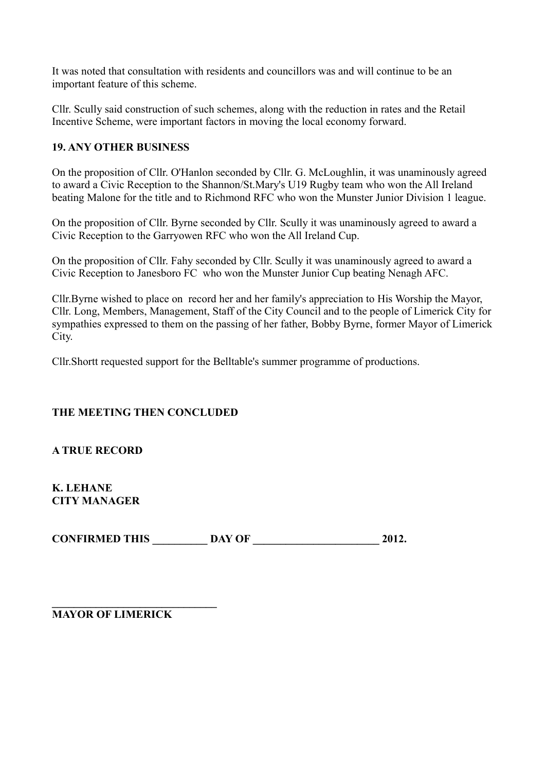It was noted that consultation with residents and councillors was and will continue to be an important feature of this scheme.

Cllr. Scully said construction of such schemes, along with the reduction in rates and the Retail Incentive Scheme, were important factors in moving the local economy forward.

**19. ANY OTHER BUSINESS**

On the proposition of Cllr. O'Hanlon seconded by Cllr. G. McLoughlin, it was unaminously agreed to award a Civic Reception to the Shannon/St.Mary's U19 Rugby team who won the All Ireland beating Malone for the title and to Richmond RFC who won the Munster Junior Division 1 league.

On the proposition of Cllr. Byrne seconded by Cllr. Scully it was unaminously agreed to award a Civic Reception to the Garryowen RFC who won the All Ireland Cup.

On the proposition of Cllr. Fahy seconded by Cllr. Scully it was unaminously agreed to award a Civic Reception to Janesboro FC who won the Munster Junior Cup beating Nenagh AFC.

Cllr.Byrne wished to place on record her and her family's appreciation to His Worship the Mayor, Cllr. Long, Members, Management, Staff of the City Council and to the people of Limerick City for sympathies expressed to them on the passing of her father, Bobby Byrne, former Mayor of Limerick City.

Cllr.Shortt requested support for the Belltable's summer programme of productions.

**THE MEETING THEN CONCLUDED**

**A TRUE RECORD**

**K. LEHANE**
**CITY MANAGER**

**CONFIRMED THIS __________ DAY OF _______________________ 2012.**

**______________________________**
**MAYOR OF LIMERICK**